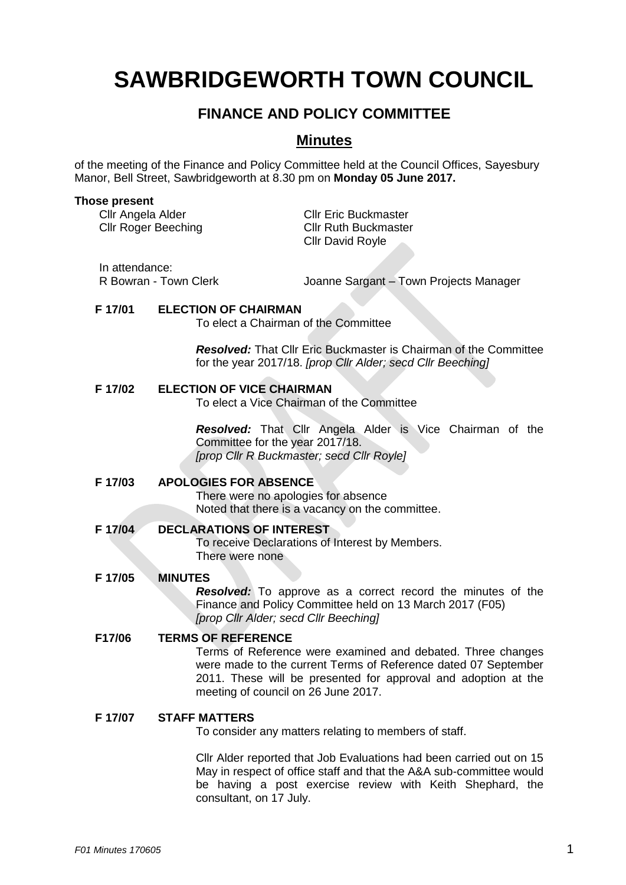# SAWBRIDGEWORTH TOWN COUNCIL

## FINANCE AND POLICY COMMITTEE

## Minutes

of the meeting of the Finance and Policy Committee held at the Council Offices, Sayesbury Manor, Bell Street, Sawbridgeworth at 8.30 pm on **Monday 05 June 2017.**

**Those present**

Cllr Angela Alder
Cllr Roger Beeching
Cllr Eric Buckmaster
Cllr Ruth Buckmaster
Cllr David Royle

In attendance:

R Bowran - Town Clerk
Joanne Sargant – Town Projects Manager

**F 17/01 ELECTION OF CHAIRMAN**

To elect a Chairman of the Committee

***Resolved:*** That Cllr Eric Buckmaster is Chairman of the Committee for the year 2017/18. *[prop Cllr Alder; secd Cllr Beeching]*

**F 17/02 ELECTION OF VICE CHAIRMAN**

To elect a Vice Chairman of the Committee

***Resolved:*** That Cllr Angela Alder is Vice Chairman of the Committee for the year 2017/18.
*[prop Cllr R Buckmaster; secd Cllr Royle]*

**F 17/03 APOLOGIES FOR ABSENCE**

There were no apologies for absence
Noted that there is a vacancy on the committee.

**F 17/04 DECLARATIONS OF INTEREST**

To receive Declarations of Interest by Members.
There were none

**F 17/05 MINUTES**

***Resolved:*** To approve as a correct record the minutes of the Finance and Policy Committee held on 13 March 2017 (F05)
*[prop Cllr Alder; secd Cllr Beeching]*

**F17/06 TERMS OF REFERENCE**

Terms of Reference were examined and debated. Three changes were made to the current Terms of Reference dated 07 September 2011. These will be presented for approval and adoption at the meeting of council on 26 June 2017.

**F 17/07 STAFF MATTERS**

To consider any matters relating to members of staff.

Cllr Alder reported that Job Evaluations had been carried out on 15 May in respect of office staff and that the A&A sub-committee would be having a post exercise review with Keith Shephard, the consultant, on 17 July.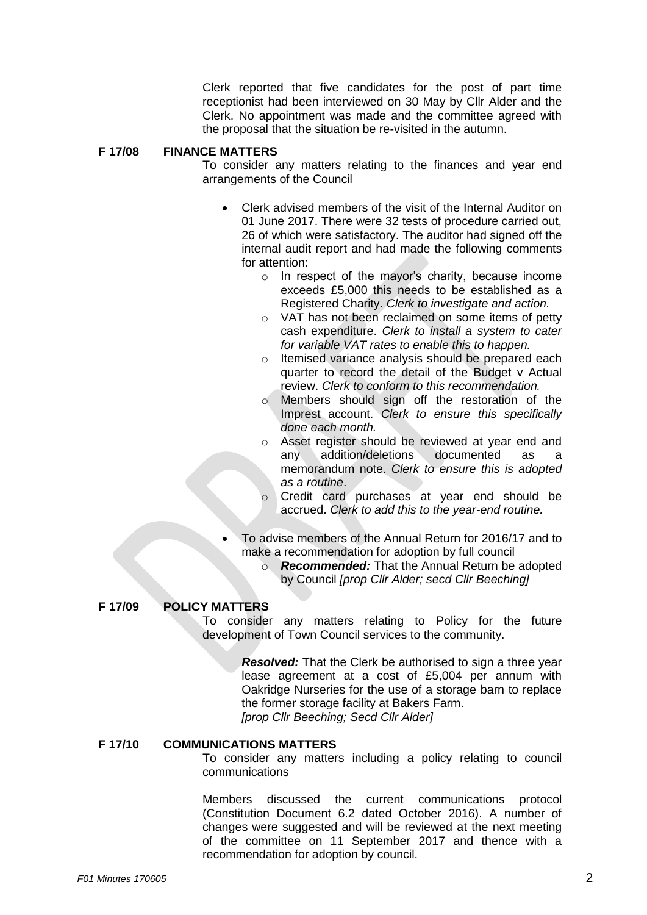Clerk reported that five candidates for the post of part time receptionist had been interviewed on 30 May by Cllr Alder and the Clerk. No appointment was made and the committee agreed with the proposal that the situation be re-visited in the autumn.

**F 17/08 FINANCE MATTERS**

To consider any matters relating to the finances and year end arrangements of the Council

- Clerk advised members of the visit of the Internal Auditor on 01 June 2017. There were 32 tests of procedure carried out, 26 of which were satisfactory. The auditor had signed off the internal audit report and had made the following comments for attention:
  - In respect of the mayor's charity, because income exceeds £5,000 this needs to be established as a Registered Charity. *Clerk to investigate and action.*
  - VAT has not been reclaimed on some items of petty cash expenditure. *Clerk to install a system to cater for variable VAT rates to enable this to happen.*
  - Itemised variance analysis should be prepared each quarter to record the detail of the Budget v Actual review. *Clerk to conform to this recommendation.*
  - Members should sign off the restoration of the Imprest account. *Clerk to ensure this specifically done each month.*
  - Asset register should be reviewed at year end and any addition/deletions documented as a memorandum note. *Clerk to ensure this is adopted as a routine*.
  - Credit card purchases at year end should be accrued. *Clerk to add this to the year-end routine.*
- To advise members of the Annual Return for 2016/17 and to make a recommendation for adoption by full council
  - ***Recommended:*** That the Annual Return be adopted by Council *[prop Cllr Alder; secd Cllr Beeching]*

**F 17/09 POLICY MATTERS**

To consider any matters relating to Policy for the future development of Town Council services to the community.

***Resolved:*** That the Clerk be authorised to sign a three year lease agreement at a cost of £5,004 per annum with Oakridge Nurseries for the use of a storage barn to replace the former storage facility at Bakers Farm.
*[prop Cllr Beeching; Secd Cllr Alder]*

**F 17/10 COMMUNICATIONS MATTERS**

To consider any matters including a policy relating to council communications

Members discussed the current communications protocol (Constitution Document 6.2 dated October 2016). A number of changes were suggested and will be reviewed at the next meeting of the committee on 11 September 2017 and thence with a recommendation for adoption by council.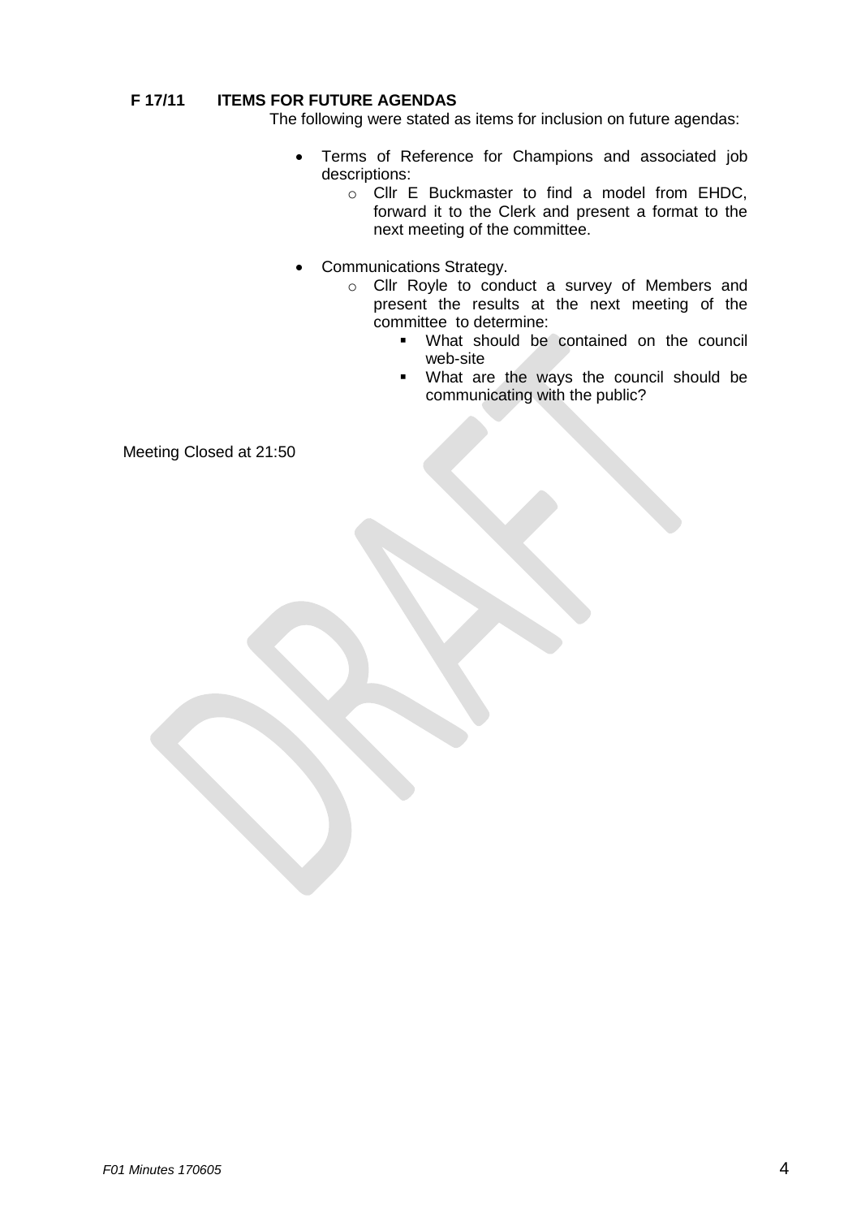**F 17/11 ITEMS FOR FUTURE AGENDAS**

The following were stated as items for inclusion on future agendas:

- Terms of Reference for Champions and associated job descriptions:
  - Cllr E Buckmaster to find a model from EHDC, forward it to the Clerk and present a format to the next meeting of the committee.

- Communications Strategy.
  - Cllr Royle to conduct a survey of Members and present the results at the next meeting of the committee to determine:
    - What should be contained on the council web-site
    - What are the ways the council should be communicating with the public?

Meeting Closed at 21:50

DRAFT

*F01 Minutes 170605*